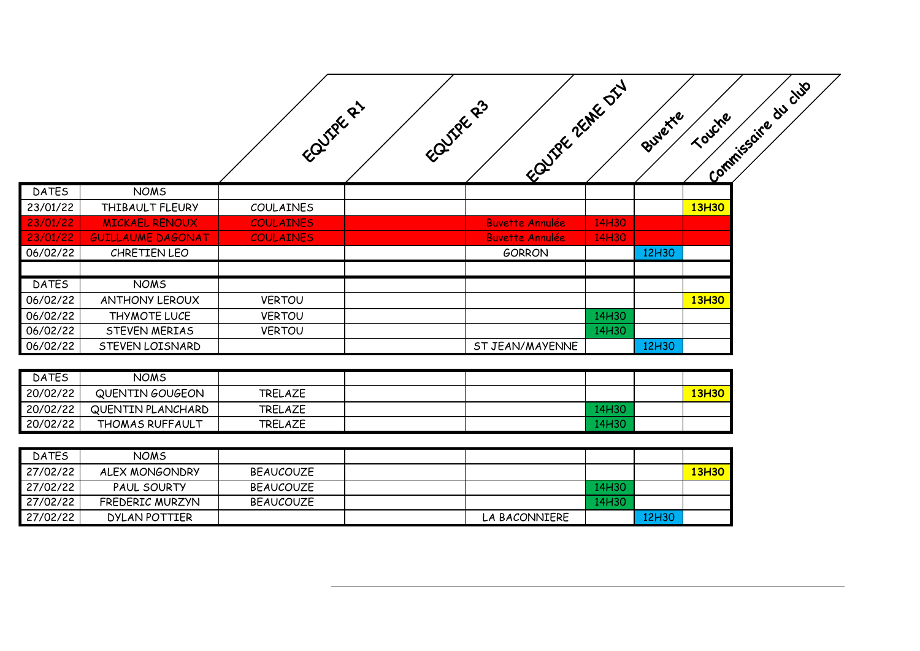| DATES | NOMS | EQUIPE R1 | EQUIPE R3 | EQUIPE 2EME DIV | Buvette | Touche | Commissaire du club |
|---|---|---|---|---|---|---|---|
| 23/01/22 | THIBAULT FLEURY | COULAINES | | | | | 13H30 |
| 23/01/22 | MICKAEL RENOUX | COULAINES | | Buvette Annulée | 14H30 | | |
| 23/01/22 | GUILLAUME DAGONAT | COULAINES | | Buvette Annulée | 14H30 | | |
| 06/02/22 | CHRETIEN LEO | | | GORRON | | 12H30 | |
| | | | | | | | |
| DATES | NOMS | | | | | | |
| 06/02/22 | ANTHONY LEROUX | VERTOU | | | | | 13H30 |
| 06/02/22 | THYMOTE LUCE | VERTOU | | | 14H30 | | |
| 06/02/22 | STEVEN MERIAS | VERTOU | | | 14H30 | | |
| 06/02/22 | STEVEN LOISNARD | | | ST JEAN/MAYENNE | | 12H30 | |

| DATES | NOMS | | | | | | |
|---|---|---|---|---|---|---|---|
| 20/02/22 | QUENTIN GOUGEON | TRELAZE | | | | | 13H30 |
| 20/02/22 | QUENTIN PLANCHARD | TRELAZE | | | 14H30 | | |
| 20/02/22 | THOMAS RUFFAULT | TRELAZE | | | 14H30 | | |

| DATES | NOMS | | | | | | |
|---|---|---|---|---|---|---|---|
| 27/02/22 | ALEX MONGONDRY | BEAUCOUZE | | | | | 13H30 |
| 27/02/22 | PAUL SOURTY | BEAUCOUZE | | | 14H30 | | |
| 27/02/22 | FREDERIC MURZYN | BEAUCOUZE | | | 14H30 | | |
| 27/02/22 | DYLAN POTTIER | | | LA BACONNIERE | | 12H30 | |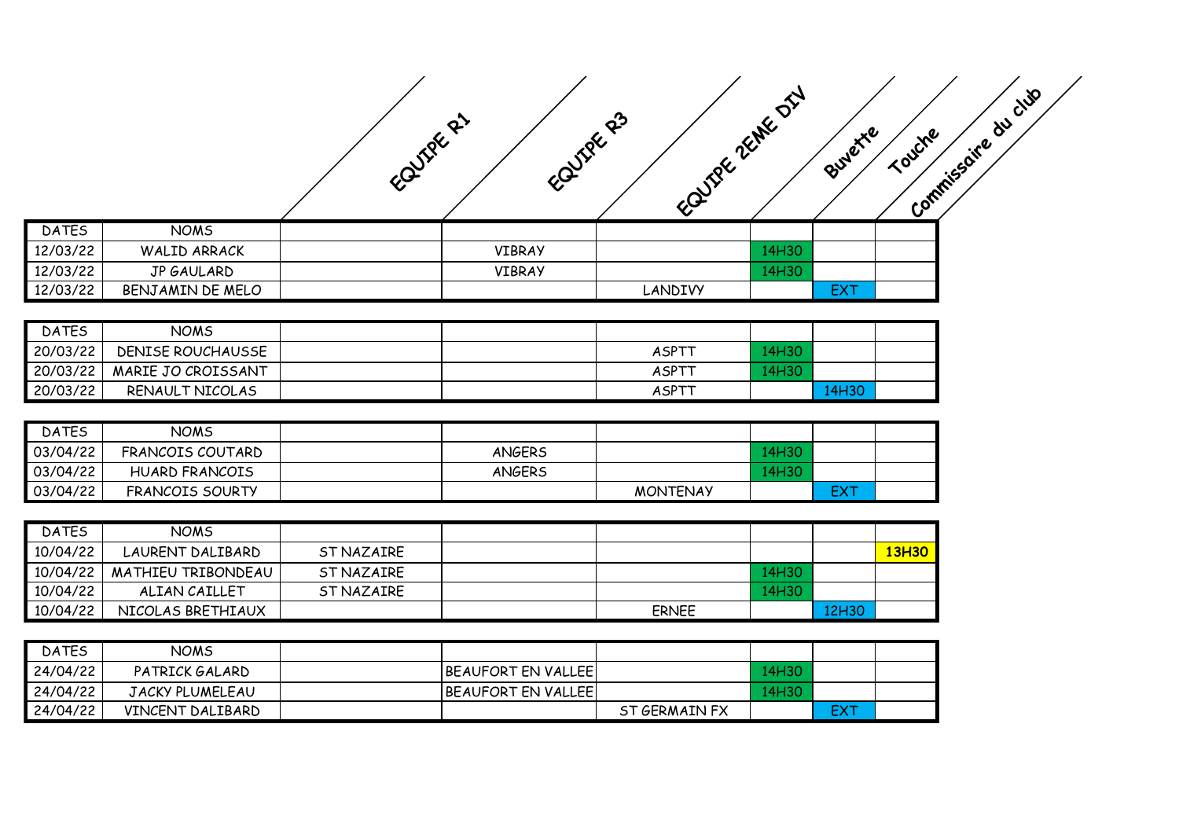| DATES | NOMS | EQUIPE R1 | EQUIPE R3 | EQUIPE 2EME DIV | Buvette | Touche | Commissaire du club |
|---|---|---|---|---|---|---|---|
| 12/03/22 | WALID ARRACK | | VIBRAY | | 14H30 | | |
| 12/03/22 | JP GAULARD | | VIBRAY | | 14H30 | | |
| 12/03/22 | BENJAMIN DE MELO | | | LANDIVY | | EXT | |

| DATES | NOMS | EQUIPE R1 | EQUIPE R3 | EQUIPE 2EME DIV | Buvette | Touche | Commissaire du club |
|---|---|---|---|---|---|---|---|
| 20/03/22 | DENISE ROUCHAUSSE | | | ASPTT | 14H30 | | |
| 20/03/22 | MARIE JO CROISSANT | | | ASPTT | 14H30 | | |
| 20/03/22 | RENAULT NICOLAS | | | ASPTT | | 14H30 | |

| DATES | NOMS | EQUIPE R1 | EQUIPE R3 | EQUIPE 2EME DIV | Buvette | Touche | Commissaire du club |
|---|---|---|---|---|---|---|---|
| 03/04/22 | FRANCOIS COUTARD | | ANGERS | | 14H30 | | |
| 03/04/22 | HUARD FRANCOIS | | ANGERS | | 14H30 | | |
| 03/04/22 | FRANCOIS SOURTY | | | MONTENAY | | EXT | |

| DATES | NOMS | EQUIPE R1 | EQUIPE R3 | EQUIPE 2EME DIV | Buvette | Touche | Commissaire du club |
|---|---|---|---|---|---|---|---|
| 10/04/22 | LAURENT DALIBARD | ST NAZAIRE | | | | | **13H30** |
| 10/04/22 | MATHIEU TRIBONDEAU | ST NAZAIRE | | | 14H30 | | |
| 10/04/22 | ALIAN CAILLET | ST NAZAIRE | | | 14H30 | | |
| 10/04/22 | NICOLAS BRETHIAUX | | | ERNEE | | 12H30 | |

| DATES | NOMS | EQUIPE R1 | EQUIPE R3 | EQUIPE 2EME DIV | Buvette | Touche | Commissaire du club |
|---|---|---|---|---|---|---|---|
| 24/04/22 | PATRICK GALARD | | BEAUFORT EN VALLEE | | 14H30 | | |
| 24/04/22 | JACKY PLUMELEAU | | BEAUFORT EN VALLEE | | 14H30 | | |
| 24/04/22 | VINCENT DALIBARD | | | ST GERMAIN FX | | EXT | |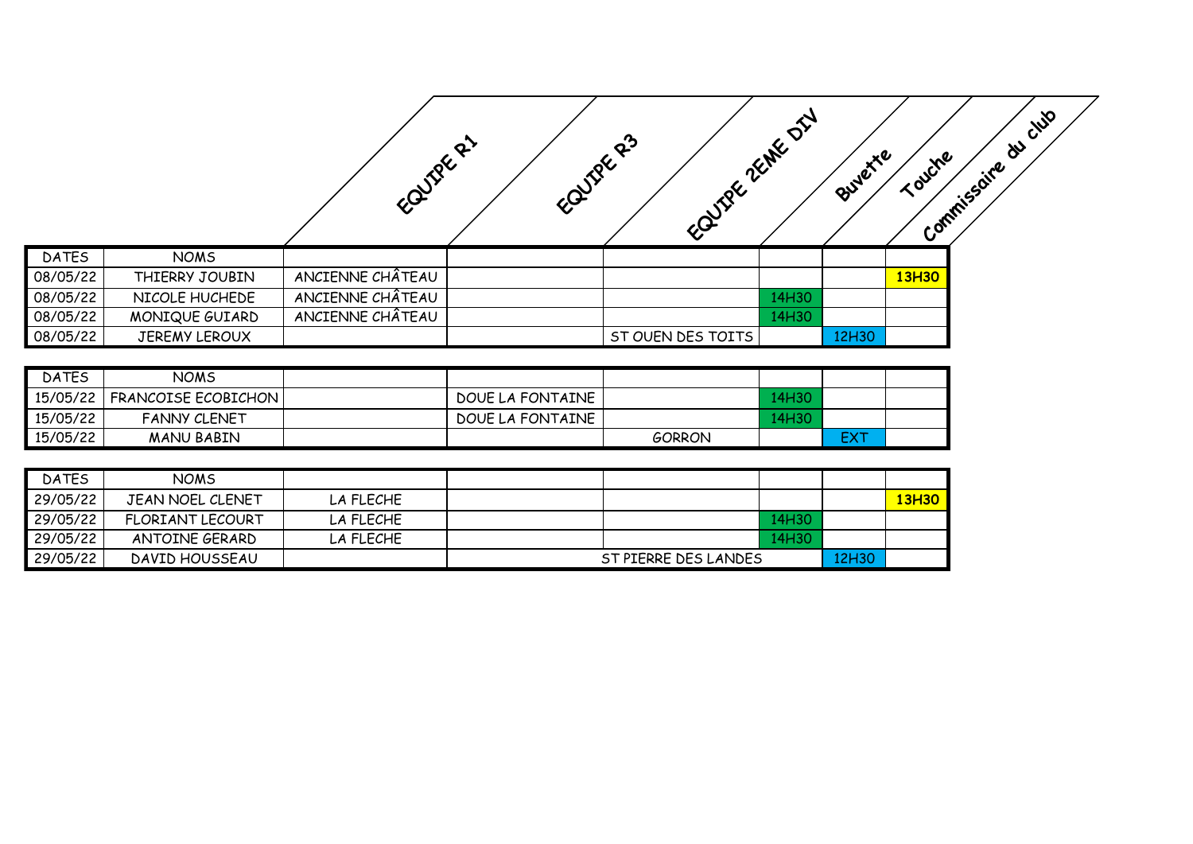| DATES | NOMS | EQUIPE R1 | EQUIPE R3 | EQUIPE 2EME DIV | Buvette | Touche | Commissaire du club |
|---|---|---|---|---|---|---|---|
| 08/05/22 | THIERRY JOUBIN | ANCIENNE CHÂTEAU | | | | | 13H30 |
| 08/05/22 | NICOLE HUCHEDE | ANCIENNE CHÂTEAU | | | 14H30 | | |
| 08/05/22 | MONIQUE GUIARD | ANCIENNE CHÂTEAU | | | 14H30 | | |
| 08/05/22 | JEREMY LEROUX | | | ST OUEN DES TOITS | | 12H30 | |

| DATES | NOMS | EQUIPE R1 | EQUIPE R3 | EQUIPE 2EME DIV | Buvette | Touche | Commissaire du club |
|---|---|---|---|---|---|---|---|
| 15/05/22 | FRANCOISE ECOBICHON | | DOUE LA FONTAINE | | 14H30 | | |
| 15/05/22 | FANNY CLENET | | DOUE LA FONTAINE | | 14H30 | | |
| 15/05/22 | MANU BABIN | | | GORRON | | EXT | |

| DATES | NOMS | EQUIPE R1 | EQUIPE R3 | EQUIPE 2EME DIV | Buvette | Touche | Commissaire du club |
|---|---|---|---|---|---|---|---|
| 29/05/22 | JEAN NOEL CLENET | LA FLECHE | | | | | 13H30 |
| 29/05/22 | FLORIANT LECOURT | LA FLECHE | | | 14H30 | | |
| 29/05/22 | ANTOINE GERARD | LA FLECHE | | | 14H30 | | |
| 29/05/22 | DAVID HOUSSEAU | | ST PIERRE DES LANDES | | | 12H30 | |